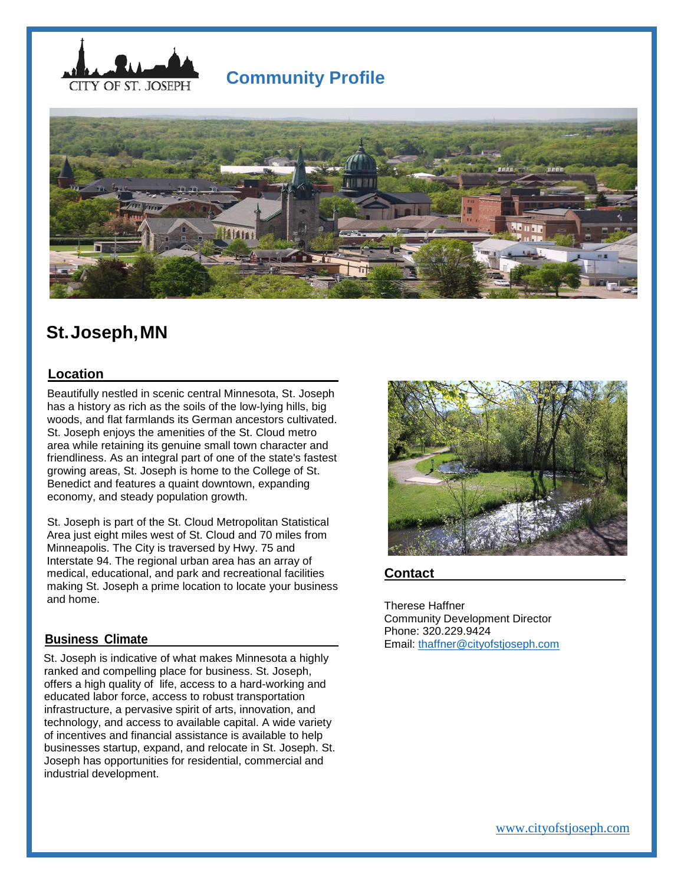CITY OF ST. JOSEPH

# Community Profile

## St. Joseph, MN

### Location

Beautifully nestled in scenic central Minnesota, St. Joseph has a history as rich as the soils of the low-lying hills, big woods, and flat farmlands its German ancestors cultivated. St. Joseph enjoys the amenities of the St. Cloud metro area while retaining its genuine small town character and friendliness. As an integral part of one of the state's fastest growing areas, St. Joseph is home to the College of St. Benedict and features a quaint downtown, expanding economy, and steady population growth.

St. Joseph is part of the St. Cloud Metropolitan Statistical Area just eight miles west of St. Cloud and 70 miles from Minneapolis. The City is traversed by Hwy. 75 and Interstate 94. The regional urban area has an array of medical, educational, and park and recreational facilities making St. Joseph a prime location to locate your business and home.

### Business Climate

St. Joseph is indicative of what makes Minnesota a highly ranked and compelling place for business. St. Joseph, offers a high quality of life, access to a hard-working and educated labor force, access to robust transportation infrastructure, a pervasive spirit of arts, innovation, and technology, and access to available capital. A wide variety of incentives and financial assistance is available to help businesses startup, expand, and relocate in St. Joseph. St. Joseph has opportunities for residential, commercial and industrial development.

### Contact

Therese Haffner
Community Development Director
Phone: 320.229.9424
Email: thaffner@cityofstjoseph.com

www.cityofstjoseph.com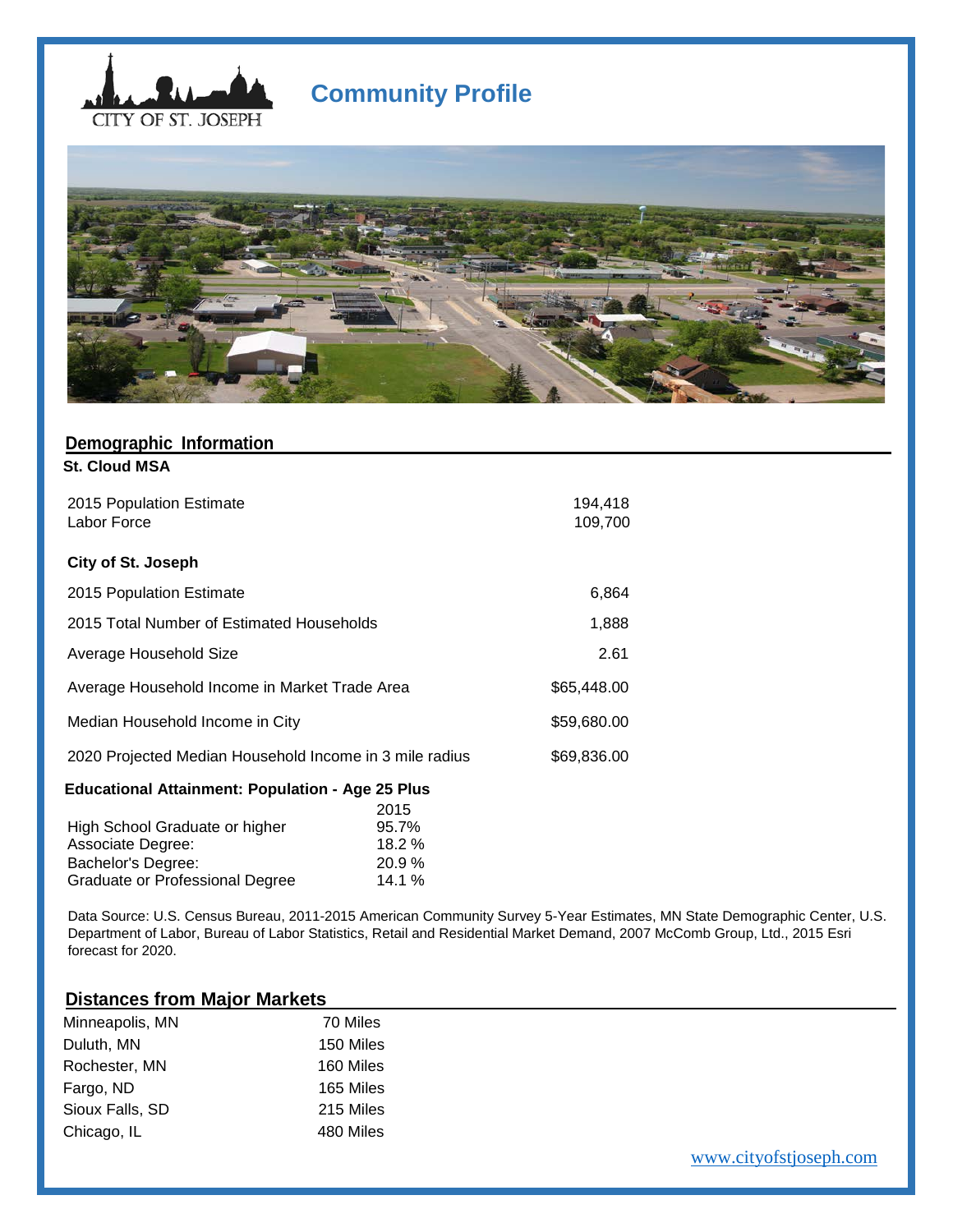# Community Profile

CITY OF ST. JOSEPH

## Demographic Information

**St. Cloud MSA**

| | |
|---|---|
| 2015 Population Estimate | 194,418 |
| Labor Force | 109,700 |

**City of St. Joseph**

| | |
|---|---|
| 2015 Population Estimate | 6,864 |
| 2015 Total Number of Estimated Households | 1,888 |
| Average Household Size | 2.61 |
| Average Household Income in Market Trade Area | $65,448.00 |
| Median Household Income in City | $59,680.00 |
| 2020 Projected Median Household Income in 3 mile radius | $69,836.00 |

**Educational Attainment: Population - Age 25 Plus**

| | 2015 |
|---|---|
| High School Graduate or higher | 95.7% |
| Associate Degree: | 18.2 % |
| Bachelor's Degree: | 20.9 % |
| Graduate or Professional Degree | 14.1 % |

Data Source: U.S. Census Bureau, 2011-2015 American Community Survey 5-Year Estimates, MN State Demographic Center, U.S. Department of Labor, Bureau of Labor Statistics, Retail and Residential Market Demand, 2007 McComb Group, Ltd., 2015 Esri forecast for 2020.

## Distances from Major Markets

| | |
|---|---|
| Minneapolis, MN | 70 Miles |
| Duluth, MN | 150 Miles |
| Rochester, MN | 160 Miles |
| Fargo, ND | 165 Miles |
| Sioux Falls, SD | 215 Miles |
| Chicago, IL | 480 Miles |

www.cityofstjoseph.com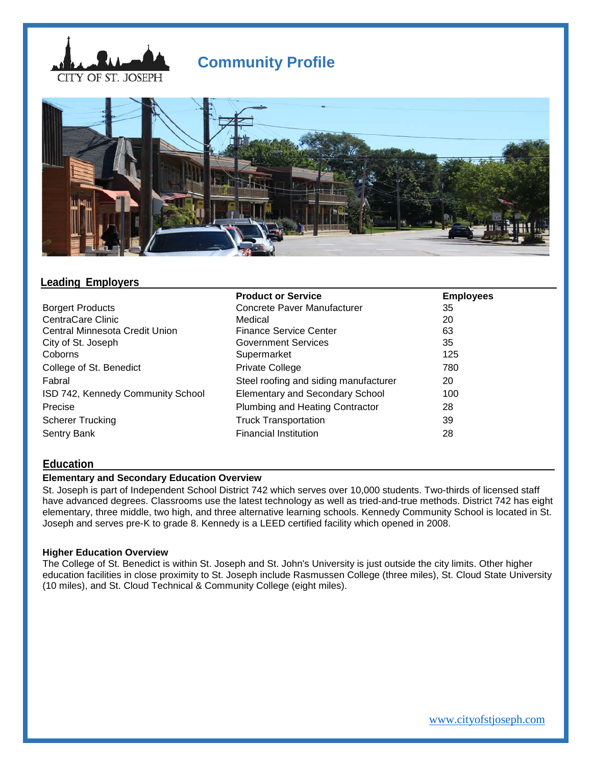CITY OF ST. JOSEPH

# Community Profile

## Leading Employers

| | Product or Service | Employees |
|---|---|---|
| Borgert Products | Concrete Paver Manufacturer | 35 |
| CentraCare Clinic | Medical | 20 |
| Central Minnesota Credit Union | Finance Service Center | 63 |
| City of St. Joseph | Government Services | 35 |
| Coborns | Supermarket | 125 |
| College of St. Benedict | Private College | 780 |
| Fabral | Steel roofing and siding manufacturer | 20 |
| ISD 742, Kennedy Community School | Elementary and Secondary School | 100 |
| Precise | Plumbing and Heating Contractor | 28 |
| Scherer Trucking | Truck Transportation | 39 |
| Sentry Bank | Financial Institution | 28 |

## Education

### Elementary and Secondary Education Overview

St. Joseph is part of Independent School District 742 which serves over 10,000 students. Two-thirds of licensed staff have advanced degrees. Classrooms use the latest technology as well as tried-and-true methods. District 742 has eight elementary, three middle, two high, and three alternative learning schools. Kennedy Community School is located in St. Joseph and serves pre-K to grade 8. Kennedy is a LEED certified facility which opened in 2008.

### Higher Education Overview

The College of St. Benedict is within St. Joseph and St. John's University is just outside the city limits. Other higher education facilities in close proximity to St. Joseph include Rasmussen College (three miles), St. Cloud State University (10 miles), and St. Cloud Technical & Community College (eight miles).

www.cityofstjoseph.com